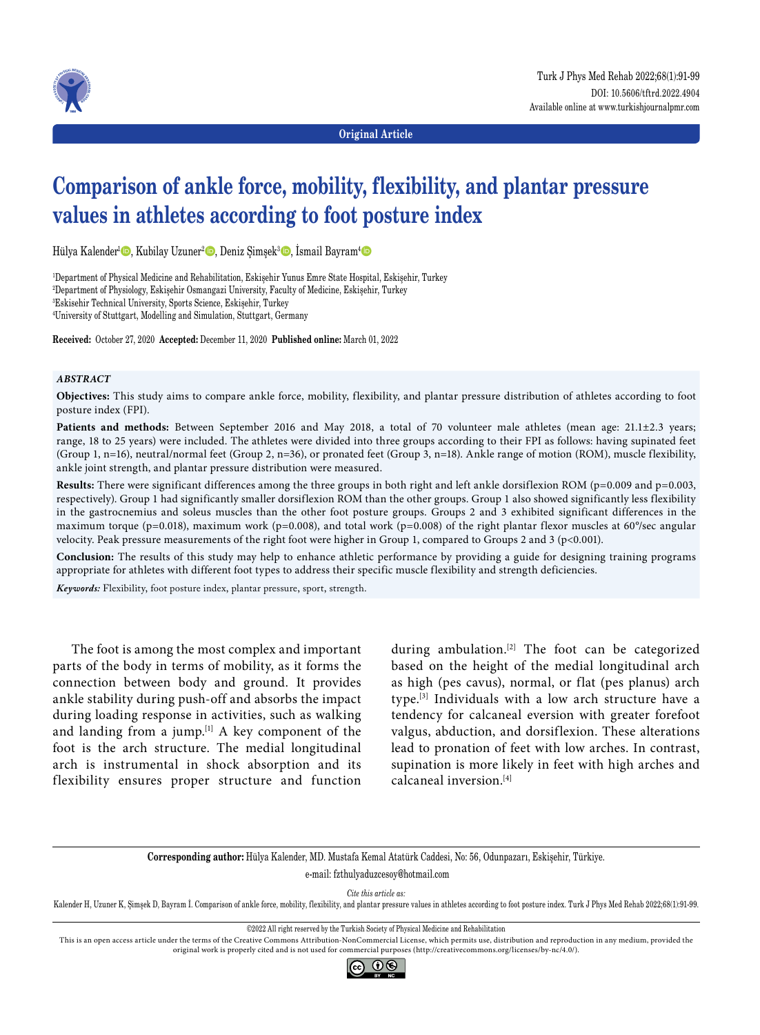Original Article

# Comparison of ankle force, mobility, flexibility, and plantar pressure values in athletes according to foot posture index

Hülya Kalender[1], Kubilay Uzuner[2], Deniz Şimşek[3], İsmail Bayram[4]

[1]Department of Physical Medicine and Rehabilitation, Eskişehir Yunus Emre State Hospital, Eskişehir, Turkey
[2]Department of Physiology, Eskişehir Osmangazi University, Faculty of Medicine, Eskişehir, Turkey
[3]Eskisehir Technical University, Sports Science, Eskişehir, Turkey
[4]University of Stuttgart, Modelling and Simulation, Stuttgart, Germany

**Received:** October 27, 2020 **Accepted:** December 11, 2020 **Published online:** March 01, 2022

### *ABSTRACT*

**Objectives:** This study aims to compare ankle force, mobility, flexibility, and plantar pressure distribution of athletes according to foot posture index (FPI).

**Patients and methods:** Between September 2016 and May 2018, a total of 70 volunteer male athletes (mean age: 21.1±2.3 years; range, 18 to 25 years) were included. The athletes were divided into three groups according to their FPI as follows: having supinated feet (Group 1, n=16), neutral/normal feet (Group 2, n=36), or pronated feet (Group 3, n=18). Ankle range of motion (ROM), muscle flexibility, ankle joint strength, and plantar pressure distribution were measured.

**Results:** There were significant differences among the three groups in both right and left ankle dorsiflexion ROM (p=0.009 and p=0.003, respectively). Group 1 had significantly smaller dorsiflexion ROM than the other groups. Group 1 also showed significantly less flexibility in the gastrocnemius and soleus muscles than the other foot posture groups. Groups 2 and 3 exhibited significant differences in the maximum torque (p=0.018), maximum work (p=0.008), and total work (p=0.008) of the right plantar flexor muscles at 60°/sec angular velocity. Peak pressure measurements of the right foot were higher in Group 1, compared to Groups 2 and 3 (p<0.001).

**Conclusion:** The results of this study may help to enhance athletic performance by providing a guide for designing training programs appropriate for athletes with different foot types to address their specific muscle flexibility and strength deficiencies.

***Keywords:*** Flexibility, foot posture index, plantar pressure, sport, strength.

The foot is among the most complex and important parts of the body in terms of mobility, as it forms the connection between body and ground. It provides ankle stability during push-off and absorbs the impact during loading response in activities, such as walking and landing from a jump.[1] A key component of the foot is the arch structure. The medial longitudinal arch is instrumental in shock absorption and its flexibility ensures proper structure and function during ambulation.[2] The foot can be categorized based on the height of the medial longitudinal arch as high (pes cavus), normal, or flat (pes planus) arch type.[3] Individuals with a low arch structure have a tendency for calcaneal eversion with greater forefoot valgus, abduction, and dorsiflexion. These alterations lead to pronation of feet with low arches. In contrast, supination is more likely in feet with high arches and calcaneal inversion.[4]

**Corresponding author:** Hülya Kalender, MD. Mustafa Kemal Atatürk Caddesi, No: 56, Odunpazarı, Eskişehir, Türkiye.
e-mail: fzthulyaduzcesoy@hotmail.com

*Cite this article as:*
Kalender H, Uzuner K, Şimşek D, Bayram İ. Comparison of ankle force, mobility, flexibility, and plantar pressure values in athletes according to foot posture index. Turk J Phys Med Rehab 2022;68(1):91-99.

©2022 All right reserved by the Turkish Society of Physical Medicine and Rehabilitation
This is an open access article under the terms of the Creative Commons Attribution-NonCommercial License, which permits use, distribution and reproduction in any medium, provided the original work is properly cited and is not used for commercial purposes (http://creativecommons.org/licenses/by-nc/4.0/).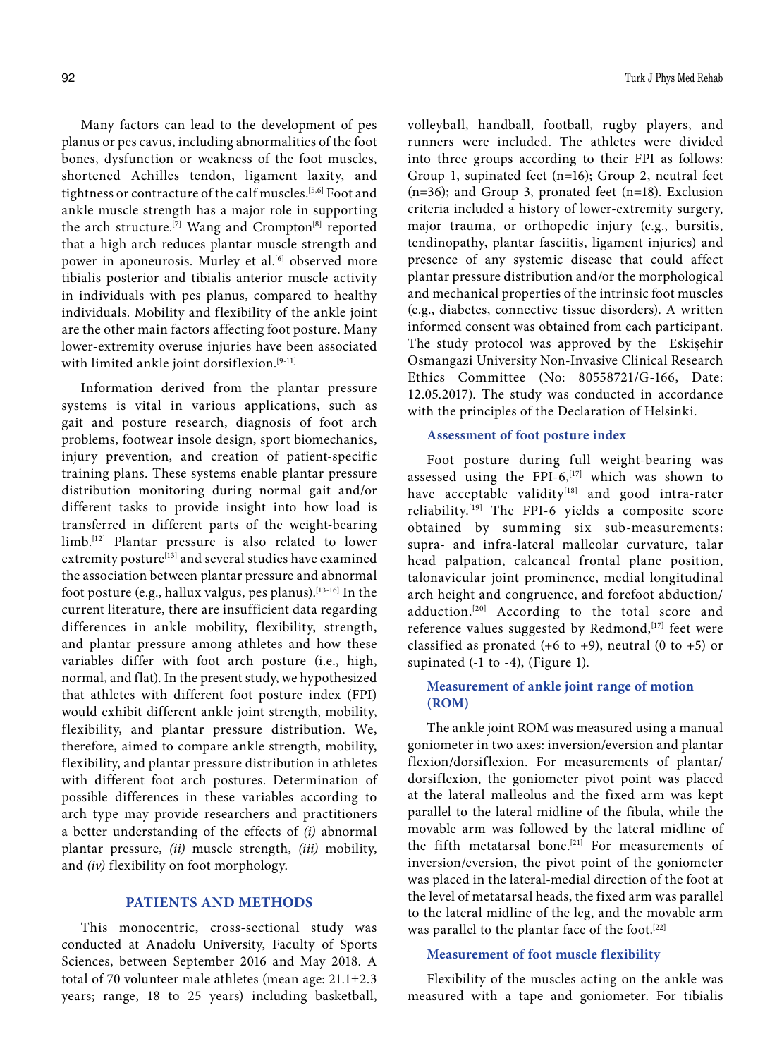Many factors can lead to the development of pes planus or pes cavus, including abnormalities of the foot bones, dysfunction or weakness of the foot muscles, shortened Achilles tendon, ligament laxity, and tightness or contracture of the calf muscles.[5,6] Foot and ankle muscle strength has a major role in supporting the arch structure.[7] Wang and Crompton[8] reported that a high arch reduces plantar muscle strength and power in aponeurosis. Murley et al.[6] observed more tibialis posterior and tibialis anterior muscle activity in individuals with pes planus, compared to healthy individuals. Mobility and flexibility of the ankle joint are the other main factors affecting foot posture. Many lower-extremity overuse injuries have been associated with limited ankle joint dorsiflexion.[9-11]

Information derived from the plantar pressure systems is vital in various applications, such as gait and posture research, diagnosis of foot arch problems, footwear insole design, sport biomechanics, injury prevention, and creation of patient-specific training plans. These systems enable plantar pressure distribution monitoring during normal gait and/or different tasks to provide insight into how load is transferred in different parts of the weight-bearing limb.[12] Plantar pressure is also related to lower extremity posture[13] and several studies have examined the association between plantar pressure and abnormal foot posture (e.g., hallux valgus, pes planus).[13-16] In the current literature, there are insufficient data regarding differences in ankle mobility, flexibility, strength, and plantar pressure among athletes and how these variables differ with foot arch posture (i.e., high, normal, and flat). In the present study, we hypothesized that athletes with different foot posture index (FPI) would exhibit different ankle joint strength, mobility, flexibility, and plantar pressure distribution. We, therefore, aimed to compare ankle strength, mobility, flexibility, and plantar pressure distribution in athletes with different foot arch postures. Determination of possible differences in these variables according to arch type may provide researchers and practitioners a better understanding of the effects of *(i)* abnormal plantar pressure, *(ii)* muscle strength, *(iii)* mobility, and *(iv)* flexibility on foot morphology.

## PATIENTS AND METHODS

This monocentric, cross-sectional study was conducted at Anadolu University, Faculty of Sports Sciences, between September 2016 and May 2018. A total of 70 volunteer male athletes (mean age: 21.1±2.3 years; range, 18 to 25 years) including basketball, volleyball, handball, football, rugby players, and runners were included. The athletes were divided into three groups according to their FPI as follows: Group 1, supinated feet (n=16); Group 2, neutral feet (n=36); and Group 3, pronated feet (n=18). Exclusion criteria included a history of lower-extremity surgery, major trauma, or orthopedic injury (e.g., bursitis, tendinopathy, plantar fasciitis, ligament injuries) and presence of any systemic disease that could affect plantar pressure distribution and/or the morphological and mechanical properties of the intrinsic foot muscles (e.g., diabetes, connective tissue disorders). A written informed consent was obtained from each participant. The study protocol was approved by the Eskişehir Osmangazi University Non-Invasive Clinical Research Ethics Committee (No: 80558721/G-166, Date: 12.05.2017). The study was conducted in accordance with the principles of the Declaration of Helsinki.

### Assessment of foot posture index

Foot posture during full weight-bearing was assessed using the FPI-6,[17] which was shown to have acceptable validity[18] and good intra-rater reliability.[19] The FPI-6 yields a composite score obtained by summing six sub-measurements: supra- and infra-lateral malleolar curvature, talar head palpation, calcaneal frontal plane position, talonavicular joint prominence, medial longitudinal arch height and congruence, and forefoot abduction/adduction.[20] According to the total score and reference values suggested by Redmond,[17] feet were classified as pronated (+6 to +9), neutral (0 to +5) or supinated (-1 to -4), (Figure 1).

### Measurement of ankle joint range of motion (ROM)

The ankle joint ROM was measured using a manual goniometer in two axes: inversion/eversion and plantar flexion/dorsiflexion. For measurements of plantar/dorsiflexion, the goniometer pivot point was placed at the lateral malleolus and the fixed arm was kept parallel to the lateral midline of the fibula, while the movable arm was followed by the lateral midline of the fifth metatarsal bone.[21] For measurements of inversion/eversion, the pivot point of the goniometer was placed in the lateral-medial direction of the foot at the level of metatarsal heads, the fixed arm was parallel to the lateral midline of the leg, and the movable arm was parallel to the plantar face of the foot.[22]

### Measurement of foot muscle flexibility

Flexibility of the muscles acting on the ankle was measured with a tape and goniometer. For tibialis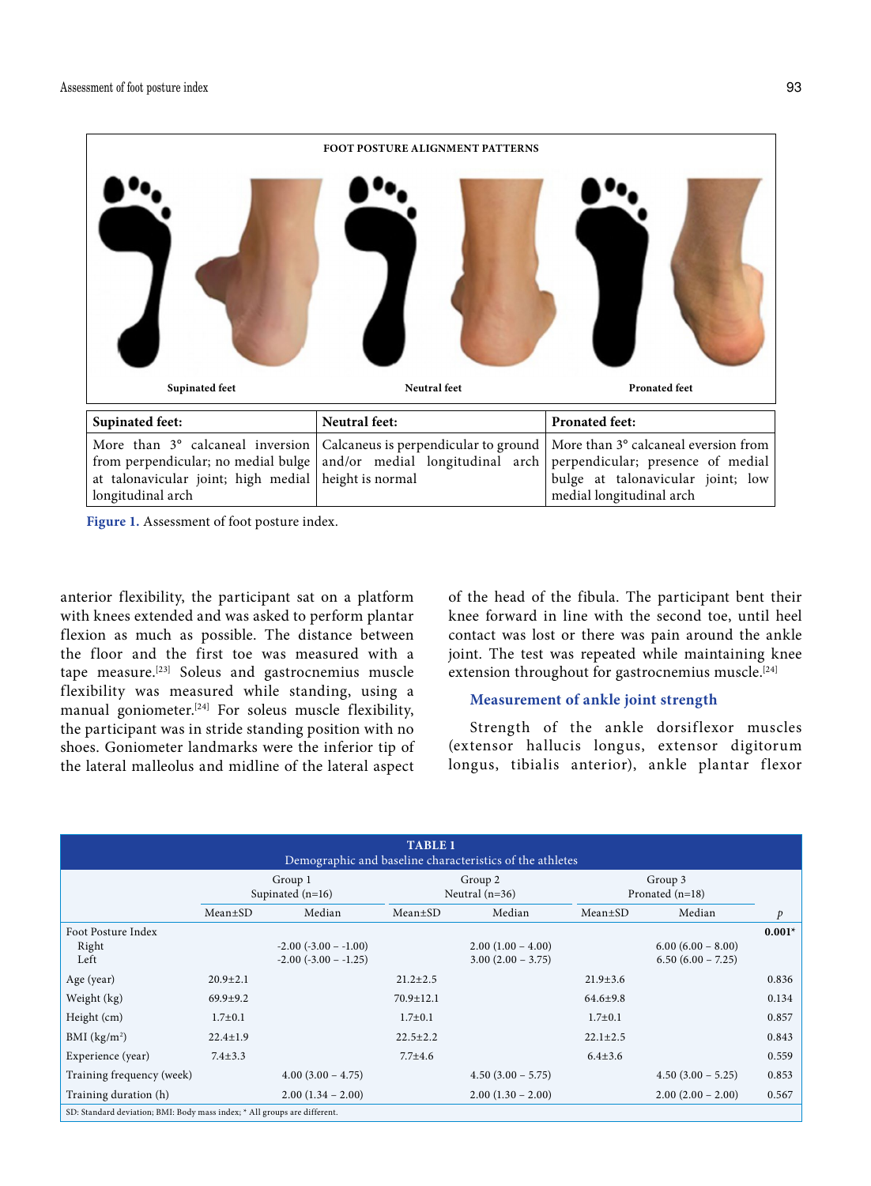FOOT POSTURE ALIGNMENT PATTERNS

Supinated feet | Neutral feet | Pronated feet

| Supinated feet: | Neutral feet: | Pronated feet: |
|---|---|---|
| More than 3° calcaneal inversion from perpendicular; no medial bulge at talonavicular joint; high medial longitudinal arch | Calcaneus is perpendicular to ground and/or medial longitudinal arch height is normal | More than 3° calcaneal eversion from perpendicular; presence of medial bulge at talonavicular joint; low medial longitudinal arch |

**Figure 1.** Assessment of foot posture index.

anterior flexibility, the participant sat on a platform with knees extended and was asked to perform plantar flexion as much as possible. The distance between the floor and the first toe was measured with a tape measure.[23] Soleus and gastrocnemius muscle flexibility was measured while standing, using a manual goniometer.[24] For soleus muscle flexibility, the participant was in stride standing position with no shoes. Goniometer landmarks were the inferior tip of the lateral malleolus and midline of the lateral aspect of the head of the fibula. The participant bent their knee forward in line with the second toe, until heel contact was lost or there was pain around the ankle joint. The test was repeated while maintaining knee extension throughout for gastrocnemius muscle.[24]

### Measurement of ankle joint strength

Strength of the ankle dorsiflexor muscles (extensor hallucis longus, extensor digitorum longus, tibialis anterior), ankle plantar flexor

**TABLE 1**
Demographic and baseline characteristics of the athletes

| | Group 1 Supinated (n=16) | | Group 2 Neutral (n=36) | | Group 3 Pronated (n=18) | | |
|---|---|---|---|---|---|---|---|
| | Mean±SD | Median | Mean±SD | Median | Mean±SD | Median | *p* |
| Foot Posture Index | | | | | | | **0.001*** |
| Right | | -2.00 (-3.00 – -1.00) | | 2.00 (1.00 – 4.00) | | 6.00 (6.00 – 8.00) | |
| Left | | -2.00 (-3.00 – -1.25) | | 3.00 (2.00 – 3.75) | | 6.50 (6.00 – 7.25) | |
| Age (year) | 20.9±2.1 | | 21.2±2.5 | | 21.9±3.6 | | 0.836 |
| Weight (kg) | 69.9±9.2 | | 70.9±12.1 | | 64.6±9.8 | | 0.134 |
| Height (cm) | 1.7±0.1 | | 1.7±0.1 | | 1.7±0.1 | | 0.857 |
| BMI (kg/m²) | 22.4±1.9 | | 22.5±2.2 | | 22.1±2.5 | | 0.843 |
| Experience (year) | 7.4±3.3 | | 7.7±4.6 | | 6.4±3.6 | | 0.559 |
| Training frequency (week) | | 4.00 (3.00 – 4.75) | | 4.50 (3.00 – 5.75) | | 4.50 (3.00 – 5.25) | 0.853 |
| Training duration (h) | | 2.00 (1.34 – 2.00) | | 2.00 (1.30 – 2.00) | | 2.00 (2.00 – 2.00) | 0.567 |

SD: Standard deviation; BMI: Body mass index; * All groups are different.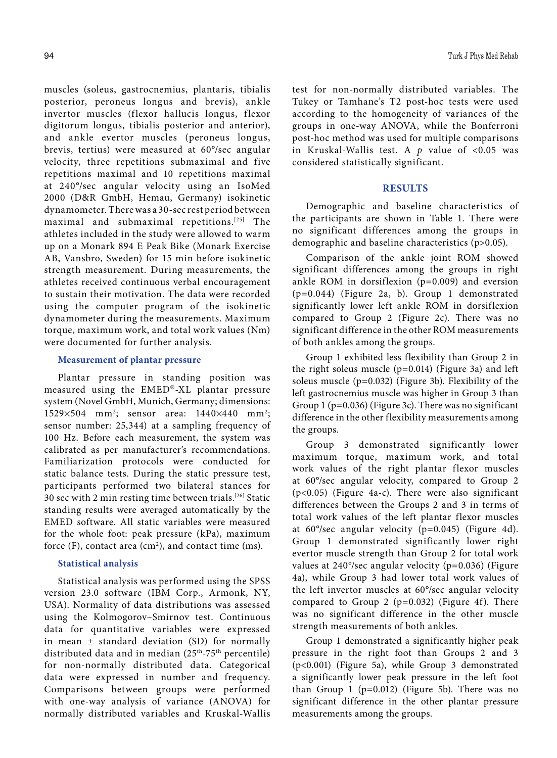muscles (soleus, gastrocnemius, plantaris, tibialis posterior, peroneus longus and brevis), ankle invertor muscles (flexor hallucis longus, flexor digitorum longus, tibialis posterior and anterior), and ankle evertor muscles (peroneus longus, brevis, tertius) were measured at 60°/sec angular velocity, three repetitions submaximal and five repetitions maximal and 10 repetitions maximal at 240°/sec angular velocity using an IsoMed 2000 (D&R GmbH, Hemau, Germany) isokinetic dynamometer. There was a 30-sec rest period between maximal and submaximal repetitions.[25] The athletes included in the study were allowed to warm up on a Monark 894 E Peak Bike (Monark Exercise AB, Vansbro, Sweden) for 15 min before isokinetic strength measurement. During measurements, the athletes received continuous verbal encouragement to sustain their motivation. The data were recorded using the computer program of the isokinetic dynamometer during the measurements. Maximum torque, maximum work, and total work values (Nm) were documented for further analysis.

### Measurement of plantar pressure

Plantar pressure in standing position was measured using the EMED®-XL plantar pressure system (Novel GmbH, Munich, Germany; dimensions: 1529×504 $mm^2$; sensor area: 1440×440 $mm^2$; sensor number: 25,344) at a sampling frequency of 100 Hz. Before each measurement, the system was calibrated as per manufacturer's recommendations. Familiarization protocols were conducted for static balance tests. During the static pressure test, participants performed two bilateral stances for 30 sec with 2 min resting time between trials.[26] Static standing results were averaged automatically by the EMED software. All static variables were measured for the whole foot: peak pressure (kPa), maximum force (F), contact area ($cm^2$), and contact time (ms).

### Statistical analysis

Statistical analysis was performed using the SPSS version 23.0 software (IBM Corp., Armonk, NY, USA). Normality of data distributions was assessed using the Kolmogorov–Smirnov test. Continuous data for quantitative variables were expressed in mean ± standard deviation (SD) for normally distributed data and in median ($25^{th}$-$75^{th}$ percentile) for non-normally distributed data. Categorical data were expressed in number and frequency. Comparisons between groups were performed with one-way analysis of variance (ANOVA) for normally distributed variables and Kruskal-Wallis test for non-normally distributed variables. The Tukey or Tamhane's T2 post-hoc tests were used according to the homogeneity of variances of the groups in one-way ANOVA, while the Bonferroni post-hoc method was used for multiple comparisons in Kruskal-Wallis test. A *p* value of <0.05 was considered statistically significant.

## RESULTS

Demographic and baseline characteristics of the participants are shown in Table 1. There were no significant differences among the groups in demographic and baseline characteristics (p>0.05).

Comparison of the ankle joint ROM showed significant differences among the groups in right ankle ROM in dorsiflexion (p=0.009) and eversion (p=0.044) (Figure 2a, b). Group 1 demonstrated significantly lower left ankle ROM in dorsiflexion compared to Group 2 (Figure 2c). There was no significant difference in the other ROM measurements of both ankles among the groups.

Group 1 exhibited less flexibility than Group 2 in the right soleus muscle (p=0.014) (Figure 3a) and left soleus muscle (p=0.032) (Figure 3b). Flexibility of the left gastrocnemius muscle was higher in Group 3 than Group 1 (p=0.036) (Figure 3c). There was no significant difference in the other flexibility measurements among the groups.

Group 3 demonstrated significantly lower maximum torque, maximum work, and total work values of the right plantar flexor muscles at 60°/sec angular velocity, compared to Group 2 (p<0.05) (Figure 4a-c). There were also significant differences between the Groups 2 and 3 in terms of total work values of the left plantar flexor muscles at 60°/sec angular velocity (p=0.045) (Figure 4d). Group 1 demonstrated significantly lower right evertor muscle strength than Group 2 for total work values at 240°/sec angular velocity (p=0.036) (Figure 4a), while Group 3 had lower total work values of the left invertor muscles at 60°/sec angular velocity compared to Group 2 (p=0.032) (Figure 4f). There was no significant difference in the other muscle strength measurements of both ankles.

Group 1 demonstrated a significantly higher peak pressure in the right foot than Groups 2 and 3 (p<0.001) (Figure 5a), while Group 3 demonstrated a significantly lower peak pressure in the left foot than Group 1 (p=0.012) (Figure 5b). There was no significant difference in the other plantar pressure measurements among the groups.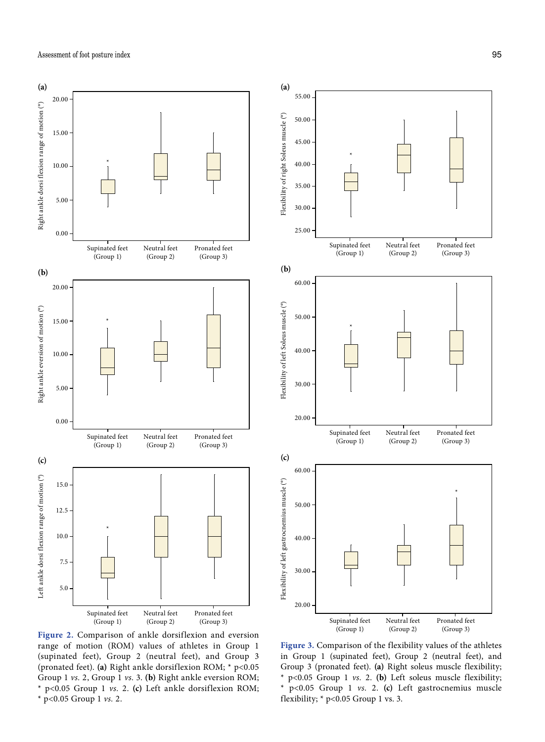**Figure 2.** Comparison of ankle dorsiflexion and eversion range of motion (ROM) values of athletes in Group 1 (supinated feet), Group 2 (neutral feet), and Group 3 (pronated feet). **(a)** Right ankle dorsiflexion ROM; * $p<0.05$ Group 1 *vs.* 2, Group 1 *vs.* 3. **(b)** Right ankle eversion ROM; * $p<0.05$ Group 1 *vs.* 2. **(c)** Left ankle dorsiflexion ROM; * $p<0.05$ Group 1 *vs.* 2.

**Figure 3.** Comparison of the flexibility values of the athletes in Group 1 (supinated feet), Group 2 (neutral feet), and Group 3 (pronated feet). **(a)** Right soleus muscle flexibility; * $p<0.05$ Group 1 *vs.* 2. **(b)** Left soleus muscle flexibility; * $p<0.05$ Group 1 *vs.* 2. **(c)** Left gastrocnemius muscle flexibility; * $p<0.05$ Group 1 vs. 3.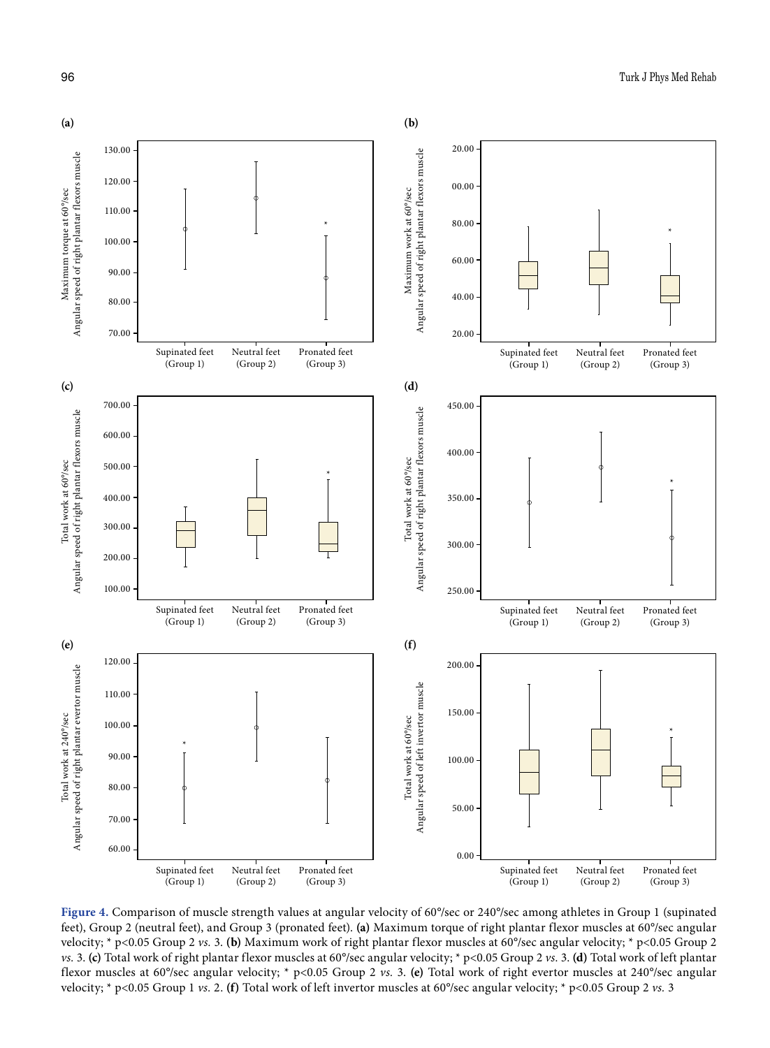**Figure 4.** Comparison of muscle strength values at angular velocity of 60°/sec or 240°/sec among athletes in Group 1 (supinated feet), Group 2 (neutral feet), and Group 3 (pronated feet). **(a)** Maximum torque of right plantar flexor muscles at 60°/sec angular velocity; * p<0.05 Group 2 *vs.* 3. **(b)** Maximum work of right plantar flexor muscles at 60°/sec angular velocity; * p<0.05 Group 2 *vs.* 3. **(c)** Total work of right plantar flexor muscles at 60°/sec angular velocity; * p<0.05 Group 2 *vs.* 3. **(d)** Total work of left plantar flexor muscles at 60°/sec angular velocity; * p<0.05 Group 2 *vs.* 3. **(e)** Total work of right evertor muscles at 240°/sec angular velocity; * p<0.05 Group 1 *vs.* 2. **(f)** Total work of left invertor muscles at 60°/sec angular velocity; * p<0.05 Group 2 *vs.* 3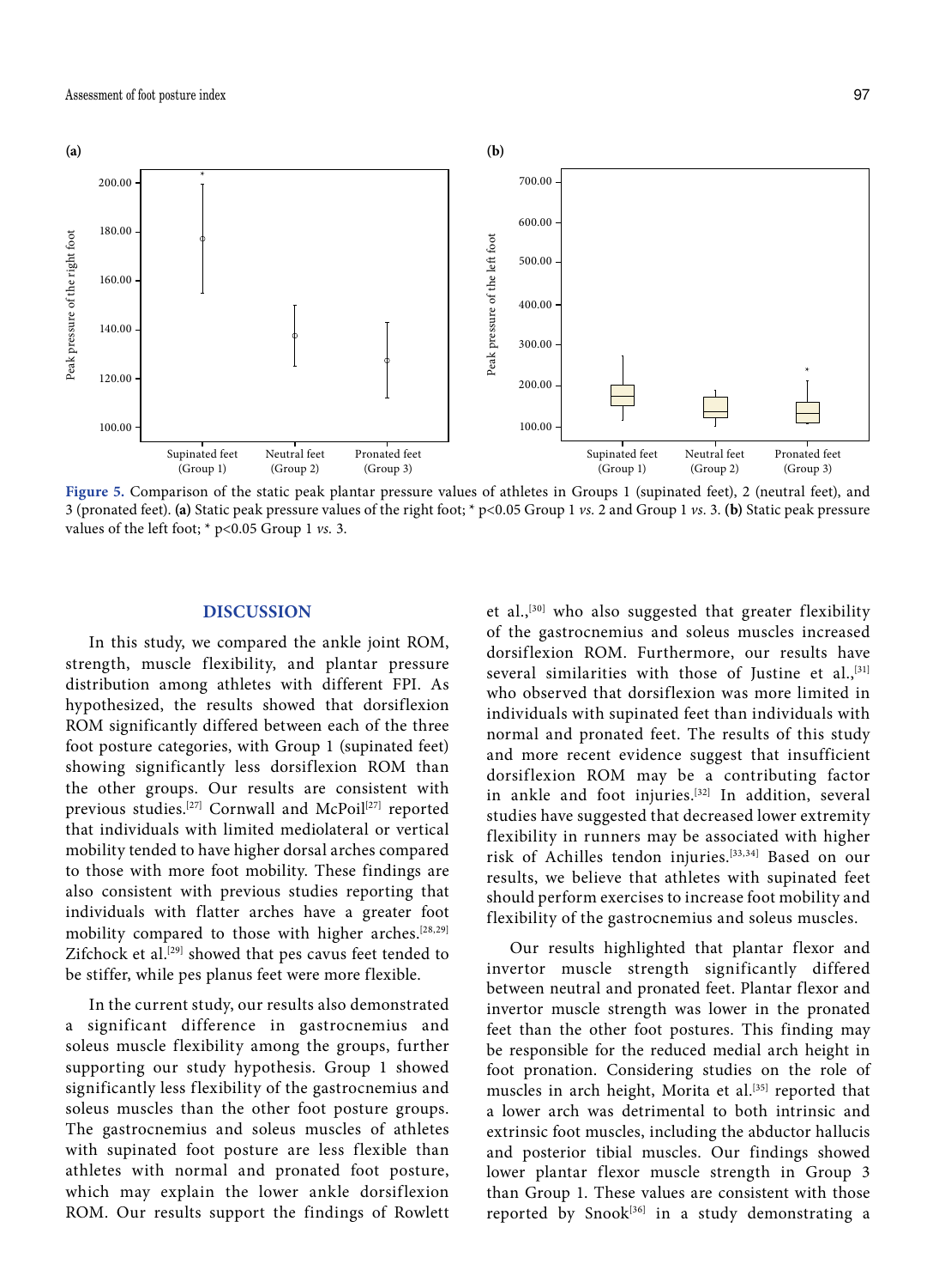**Figure 5.** Comparison of the static peak plantar pressure values of athletes in Groups 1 (supinated feet), 2 (neutral feet), and 3 (pronated feet). **(a)** Static peak pressure values of the right foot; * p<0.05 Group 1 *vs.* 2 and Group 1 *vs.* 3. **(b)** Static peak pressure values of the left foot; * p<0.05 Group 1 *vs.* 3.

## DISCUSSION

In this study, we compared the ankle joint ROM, strength, muscle flexibility, and plantar pressure distribution among athletes with different FPI. As hypothesized, the results showed that dorsiflexion ROM significantly differed between each of the three foot posture categories, with Group 1 (supinated feet) showing significantly less dorsiflexion ROM than the other groups. Our results are consistent with previous studies.[27] Cornwall and McPoil[27] reported that individuals with limited mediolateral or vertical mobility tended to have higher dorsal arches compared to those with more foot mobility. These findings are also consistent with previous studies reporting that individuals with flatter arches have a greater foot mobility compared to those with higher arches.[28,29] Zifchock et al.[29] showed that pes cavus feet tended to be stiffer, while pes planus feet were more flexible.

In the current study, our results also demonstrated a significant difference in gastrocnemius and soleus muscle flexibility among the groups, further supporting our study hypothesis. Group 1 showed significantly less flexibility of the gastrocnemius and soleus muscles than the other foot posture groups. The gastrocnemius and soleus muscles of athletes with supinated foot posture are less flexible than athletes with normal and pronated foot posture, which may explain the lower ankle dorsiflexion ROM. Our results support the findings of Rowlett et al.,[30] who also suggested that greater flexibility of the gastrocnemius and soleus muscles increased dorsiflexion ROM. Furthermore, our results have several similarities with those of Justine et al.,[31] who observed that dorsiflexion was more limited in individuals with supinated feet than individuals with normal and pronated feet. The results of this study and more recent evidence suggest that insufficient dorsiflexion ROM may be a contributing factor in ankle and foot injuries.[32] In addition, several studies have suggested that decreased lower extremity flexibility in runners may be associated with higher risk of Achilles tendon injuries.[33,34] Based on our results, we believe that athletes with supinated feet should perform exercises to increase foot mobility and flexibility of the gastrocnemius and soleus muscles.

Our results highlighted that plantar flexor and invertor muscle strength significantly differed between neutral and pronated feet. Plantar flexor and invertor muscle strength was lower in the pronated feet than the other foot postures. This finding may be responsible for the reduced medial arch height in foot pronation. Considering studies on the role of muscles in arch height, Morita et al.[35] reported that a lower arch was detrimental to both intrinsic and extrinsic foot muscles, including the abductor hallucis and posterior tibial muscles. Our findings showed lower plantar flexor muscle strength in Group 3 than Group 1. These values are consistent with those reported by Snook[36] in a study demonstrating a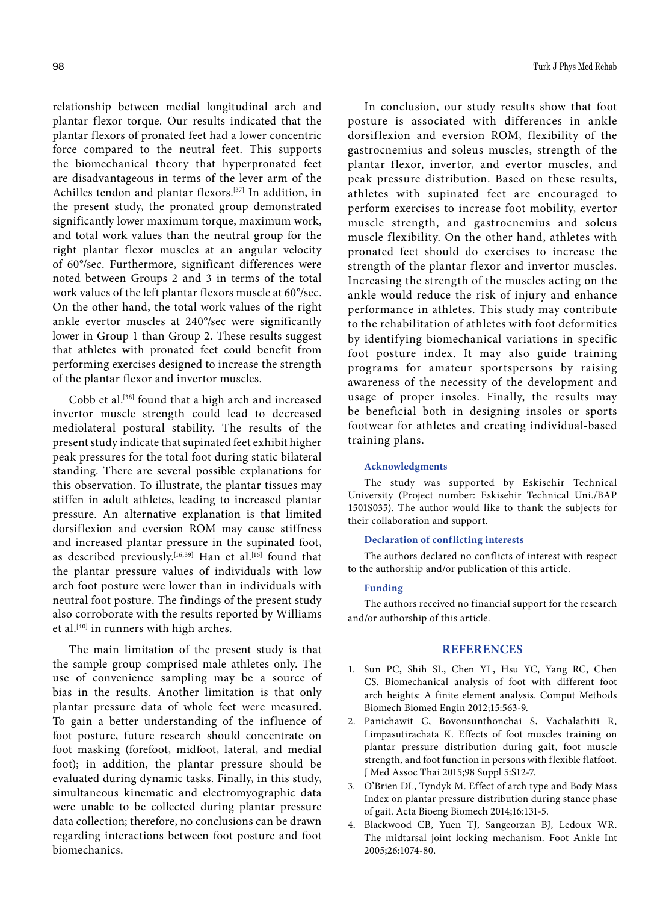relationship between medial longitudinal arch and plantar flexor torque. Our results indicated that the plantar flexors of pronated feet had a lower concentric force compared to the neutral feet. This supports the biomechanical theory that hyperpronated feet are disadvantageous in terms of the lever arm of the Achilles tendon and plantar flexors.[37] In addition, in the present study, the pronated group demonstrated significantly lower maximum torque, maximum work, and total work values than the neutral group for the right plantar flexor muscles at an angular velocity of 60°/sec. Furthermore, significant differences were noted between Groups 2 and 3 in terms of the total work values of the left plantar flexors muscle at 60°/sec. On the other hand, the total work values of the right ankle evertor muscles at 240°/sec were significantly lower in Group 1 than Group 2. These results suggest that athletes with pronated feet could benefit from performing exercises designed to increase the strength of the plantar flexor and invertor muscles.

Cobb et al.[38] found that a high arch and increased invertor muscle strength could lead to decreased mediolateral postural stability. The results of the present study indicate that supinated feet exhibit higher peak pressures for the total foot during static bilateral standing. There are several possible explanations for this observation. To illustrate, the plantar tissues may stiffen in adult athletes, leading to increased plantar pressure. An alternative explanation is that limited dorsiflexion and eversion ROM may cause stiffness and increased plantar pressure in the supinated foot, as described previously.[16,39] Han et al.[16] found that the plantar pressure values of individuals with low arch foot posture were lower than in individuals with neutral foot posture. The findings of the present study also corroborate with the results reported by Williams et al.[40] in runners with high arches.

The main limitation of the present study is that the sample group comprised male athletes only. The use of convenience sampling may be a source of bias in the results. Another limitation is that only plantar pressure data of whole feet were measured. To gain a better understanding of the influence of foot posture, future research should concentrate on foot masking (forefoot, midfoot, lateral, and medial foot); in addition, the plantar pressure should be evaluated during dynamic tasks. Finally, in this study, simultaneous kinematic and electromyographic data were unable to be collected during plantar pressure data collection; therefore, no conclusions can be drawn regarding interactions between foot posture and foot biomechanics.

In conclusion, our study results show that foot posture is associated with differences in ankle dorsiflexion and eversion ROM, flexibility of the gastrocnemius and soleus muscles, strength of the plantar flexor, invertor, and evertor muscles, and peak pressure distribution. Based on these results, athletes with supinated feet are encouraged to perform exercises to increase foot mobility, evertor muscle strength, and gastrocnemius and soleus muscle flexibility. On the other hand, athletes with pronated feet should do exercises to increase the strength of the plantar flexor and invertor muscles. Increasing the strength of the muscles acting on the ankle would reduce the risk of injury and enhance performance in athletes. This study may contribute to the rehabilitation of athletes with foot deformities by identifying biomechanical variations in specific foot posture index. It may also guide training programs for amateur sportspersons by raising awareness of the necessity of the development and usage of proper insoles. Finally, the results may be beneficial both in designing insoles or sports footwear for athletes and creating individual-based training plans.

#### Acknowledgments

The study was supported by Eskisehir Technical University (Project number: Eskisehir Technical Uni./BAP 1501S035). The author would like to thank the subjects for their collaboration and support.

#### Declaration of conflicting interests

The authors declared no conflicts of interest with respect to the authorship and/or publication of this article.

#### Funding

The authors received no financial support for the research and/or authorship of this article.

## REFERENCES

1. Sun PC, Shih SL, Chen YL, Hsu YC, Yang RC, Chen CS. Biomechanical analysis of foot with different foot arch heights: A finite element analysis. Comput Methods Biomech Biomed Engin 2012;15:563-9.
2. Panichawit C, Bovonsunthonchai S, Vachalathiti R, Limpasutirachata K. Effects of foot muscles training on plantar pressure distribution during gait, foot muscle strength, and foot function in persons with flexible flatfoot. J Med Assoc Thai 2015;98 Suppl 5:S12-7.
3. O'Brien DL, Tyndyk M. Effect of arch type and Body Mass Index on plantar pressure distribution during stance phase of gait. Acta Bioeng Biomech 2014;16:131-5.
4. Blackwood CB, Yuen TJ, Sangeorzan BJ, Ledoux WR. The midtarsal joint locking mechanism. Foot Ankle Int 2005;26:1074-80.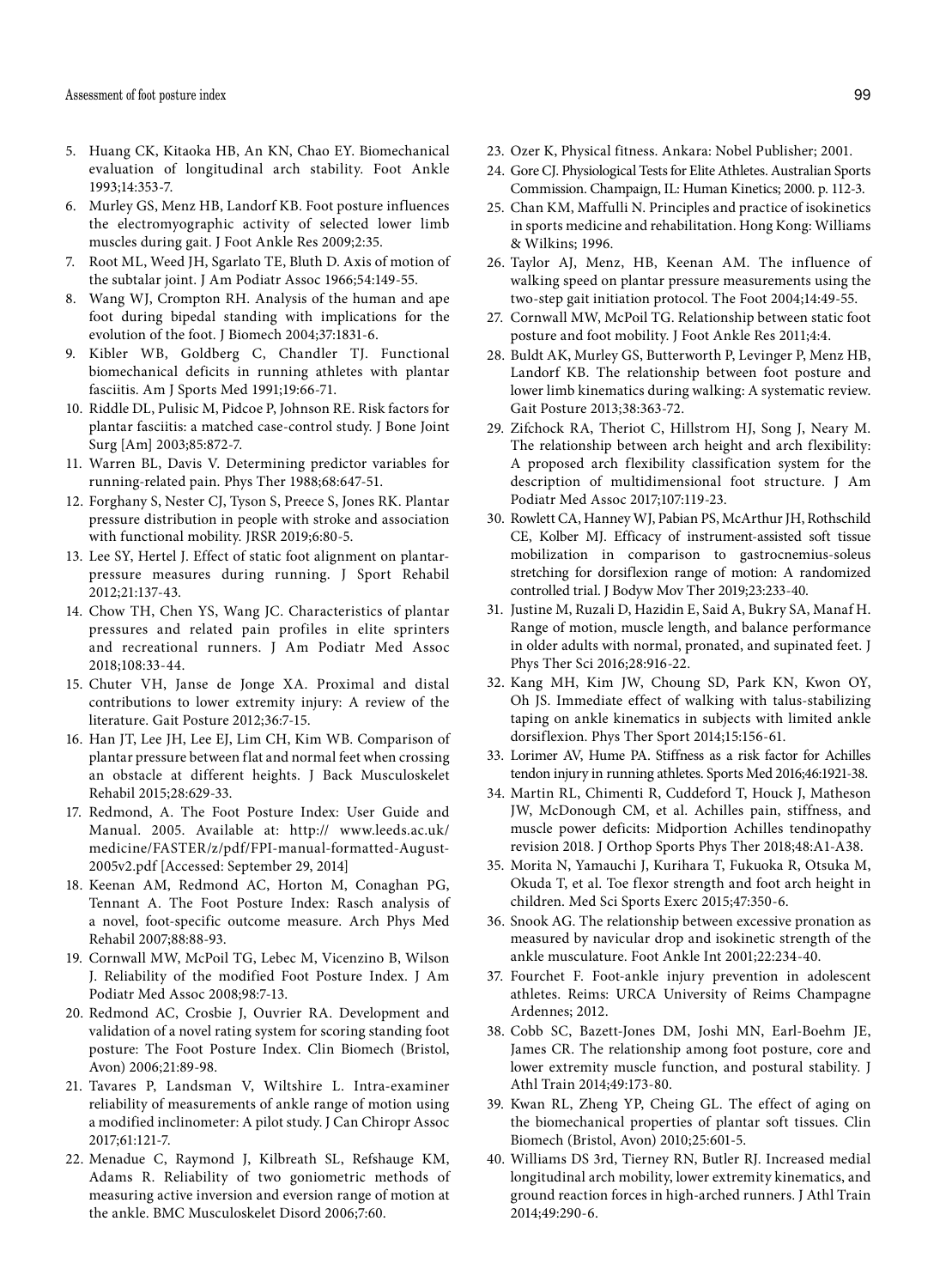5. Huang CK, Kitaoka HB, An KN, Chao EY. Biomechanical evaluation of longitudinal arch stability. Foot Ankle 1993;14:353-7.
6. Murley GS, Menz HB, Landorf KB. Foot posture influences the electromyographic activity of selected lower limb muscles during gait. J Foot Ankle Res 2009;2:35.
7. Root ML, Weed JH, Sgarlato TE, Bluth D. Axis of motion of the subtalar joint. J Am Podiatr Assoc 1966;54:149-55.
8. Wang WJ, Crompton RH. Analysis of the human and ape foot during bipedal standing with implications for the evolution of the foot. J Biomech 2004;37:1831-6.
9. Kibler WB, Goldberg C, Chandler TJ. Functional biomechanical deficits in running athletes with plantar fasciitis. Am J Sports Med 1991;19:66-71.
10. Riddle DL, Pulisic M, Pidcoe P, Johnson RE. Risk factors for plantar fasciitis: a matched case-control study. J Bone Joint Surg [Am] 2003;85:872-7.
11. Warren BL, Davis V. Determining predictor variables for running-related pain. Phys Ther 1988;68:647-51.
12. Forghany S, Nester CJ, Tyson S, Preece S, Jones RK. Plantar pressure distribution in people with stroke and association with functional mobility. JRSR 2019;6:80-5.
13. Lee SY, Hertel J. Effect of static foot alignment on plantar-pressure measures during running. J Sport Rehabil 2012;21:137-43.
14. Chow TH, Chen YS, Wang JC. Characteristics of plantar pressures and related pain profiles in elite sprinters and recreational runners. J Am Podiatr Med Assoc 2018;108:33-44.
15. Chuter VH, Janse de Jonge XA. Proximal and distal contributions to lower extremity injury: A review of the literature. Gait Posture 2012;36:7-15.
16. Han JT, Lee JH, Lee EJ, Lim CH, Kim WB. Comparison of plantar pressure between flat and normal feet when crossing an obstacle at different heights. J Back Musculoskelet Rehabil 2015;28:629-33.
17. Redmond, A. The Foot Posture Index: User Guide and Manual. 2005. Available at: http:// www.leeds.ac.uk/medicine/FASTER/z/pdf/FPI-manual-formatted-August-2005v2.pdf [Accessed: September 29, 2014]
18. Keenan AM, Redmond AC, Horton M, Conaghan PG, Tennant A. The Foot Posture Index: Rasch analysis of a novel, foot-specific outcome measure. Arch Phys Med Rehabil 2007;88:88-93.
19. Cornwall MW, McPoil TG, Lebec M, Vicenzino B, Wilson J. Reliability of the modified Foot Posture Index. J Am Podiatr Med Assoc 2008;98:7-13.
20. Redmond AC, Crosbie J, Ouvrier RA. Development and validation of a novel rating system for scoring standing foot posture: The Foot Posture Index. Clin Biomech (Bristol, Avon) 2006;21:89-98.
21. Tavares P, Landsman V, Wiltshire L. Intra-examiner reliability of measurements of ankle range of motion using a modified inclinometer: A pilot study. J Can Chiropr Assoc 2017;61:121-7.
22. Menadue C, Raymond J, Kilbreath SL, Refshauge KM, Adams R. Reliability of two goniometric methods of measuring active inversion and eversion range of motion at the ankle. BMC Musculoskelet Disord 2006;7:60.
23. Ozer K, Physical fitness. Ankara: Nobel Publisher; 2001.
24. Gore CJ. Physiological Tests for Elite Athletes. Australian Sports Commission. Champaign, IL: Human Kinetics; 2000. p. 112-3.
25. Chan KM, Maffulli N. Principles and practice of isokinetics in sports medicine and rehabilitation. Hong Kong: Williams & Wilkins; 1996.
26. Taylor AJ, Menz, HB, Keenan AM. The influence of walking speed on plantar pressure measurements using the two-step gait initiation protocol. The Foot 2004;14:49-55.
27. Cornwall MW, McPoil TG. Relationship between static foot posture and foot mobility. J Foot Ankle Res 2011;4:4.
28. Buldt AK, Murley GS, Butterworth P, Levinger P, Menz HB, Landorf KB. The relationship between foot posture and lower limb kinematics during walking: A systematic review. Gait Posture 2013;38:363-72.
29. Zifchock RA, Theriot C, Hillstrom HJ, Song J, Neary M. The relationship between arch height and arch flexibility: A proposed arch flexibility classification system for the description of multidimensional foot structure. J Am Podiatr Med Assoc 2017;107:119-23.
30. Rowlett CA, Hanney WJ, Pabian PS, McArthur JH, Rothschild CE, Kolber MJ. Efficacy of instrument-assisted soft tissue mobilization in comparison to gastrocnemius-soleus stretching for dorsiflexion range of motion: A randomized controlled trial. J Bodyw Mov Ther 2019;23:233-40.
31. Justine M, Ruzali D, Hazidin E, Said A, Bukry SA, Manaf H. Range of motion, muscle length, and balance performance in older adults with normal, pronated, and supinated feet. J Phys Ther Sci 2016;28:916-22.
32. Kang MH, Kim JW, Choung SD, Park KN, Kwon OY, Oh JS. Immediate effect of walking with talus-stabilizing taping on ankle kinematics in subjects with limited ankle dorsiflexion. Phys Ther Sport 2014;15:156-61.
33. Lorimer AV, Hume PA. Stiffness as a risk factor for Achilles tendon injury in running athletes. Sports Med 2016;46:1921-38.
34. Martin RL, Chimenti R, Cuddeford T, Houck J, Matheson JW, McDonough CM, et al. Achilles pain, stiffness, and muscle power deficits: Midportion Achilles tendinopathy revision 2018. J Orthop Sports Phys Ther 2018;48:A1-A38.
35. Morita N, Yamauchi J, Kurihara T, Fukuoka R, Otsuka M, Okuda T, et al. Toe flexor strength and foot arch height in children. Med Sci Sports Exerc 2015;47:350-6.
36. Snook AG. The relationship between excessive pronation as measured by navicular drop and isokinetic strength of the ankle musculature. Foot Ankle Int 2001;22:234-40.
37. Fourchet F. Foot-ankle injury prevention in adolescent athletes. Reims: URCA University of Reims Champagne Ardennes; 2012.
38. Cobb SC, Bazett-Jones DM, Joshi MN, Earl-Boehm JE, James CR. The relationship among foot posture, core and lower extremity muscle function, and postural stability. J Athl Train 2014;49:173-80.
39. Kwan RL, Zheng YP, Cheing GL. The effect of aging on the biomechanical properties of plantar soft tissues. Clin Biomech (Bristol, Avon) 2010;25:601-5.
40. Williams DS 3rd, Tierney RN, Butler RJ. Increased medial longitudinal arch mobility, lower extremity kinematics, and ground reaction forces in high-arched runners. J Athl Train 2014;49:290-6.